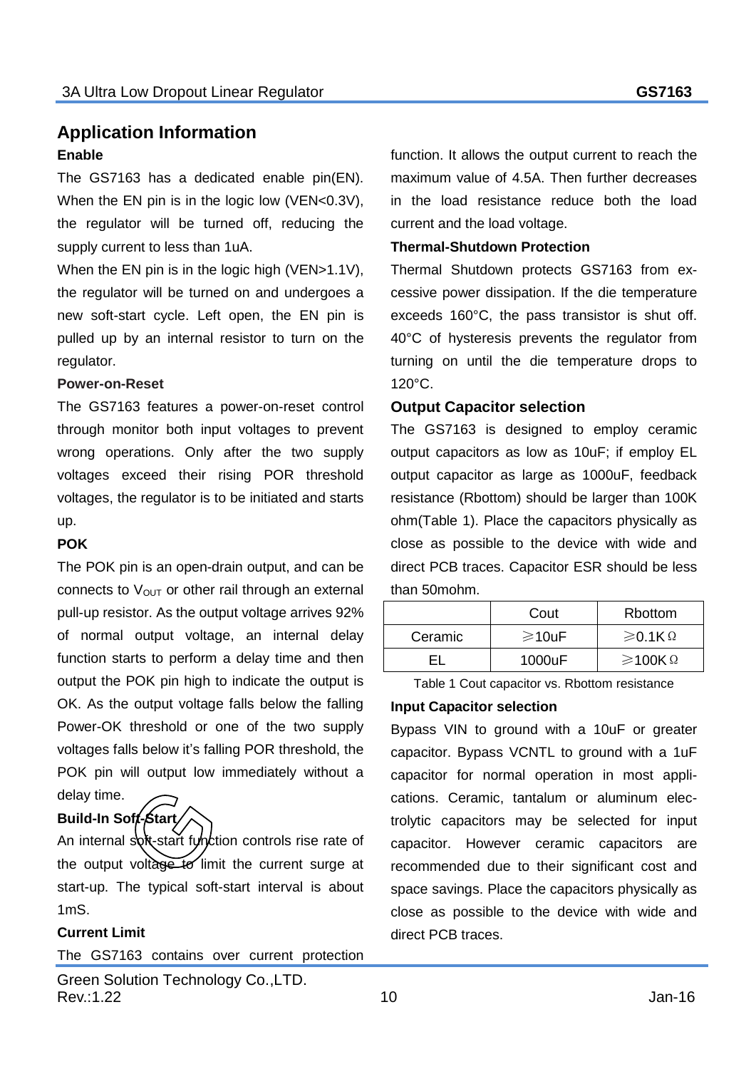## Application Information

### Enable

The GS7163 has a dedicated enable pin(EN). When the EN pin is in the logic low (VEN<0.3V), the regulator will be turned off, reducing the supply current to less than 1uA.

When the EN pin is in the logic high (VEN>1.1V), the regulator will be turned on and undergoes a new soft-start cycle. Left open, the EN pin is pulled up by an internal resistor to turn on the regulator.

### Power-on-Reset

The GS7163 features a power-on-reset control through monitor both input voltages to prevent wrong operations. Only after the two supply voltages exceed their rising POR threshold voltages, the regulator is to be initiated and starts up.

### POK

The POK pin is an open-drain output, and can be connects to $V_{OUT}$ or other rail through an external pull-up resistor. As the output voltage arrives 92% of normal output voltage, an internal delay function starts to perform a delay time and then output the POK pin high to indicate the output is OK. As the output voltage falls below the falling Power-OK threshold or one of the two supply voltages falls below it's falling POR threshold, the POK pin will output low immediately without a delay time.

### Build-In Soft-Start

An internal soft-start function controls rise rate of the output voltage to limit the current surge at start-up. The typical soft-start interval is about 1mS.

### Current Limit

The GS7163 contains over current protection function. It allows the output current to reach the maximum value of 4.5A. Then further decreases in the load resistance reduce both the load current and the load voltage.

### Thermal-Shutdown Protection

Thermal Shutdown protects GS7163 from excessive power dissipation. If the die temperature exceeds 160°C, the pass transistor is shut off. 40°C of hysteresis prevents the regulator from turning on until the die temperature drops to 120°C.

### Output Capacitor selection

The GS7163 is designed to employ ceramic output capacitors as low as 10uF; if employ EL output capacitor as large as 1000uF, feedback resistance (Rbottom) should be larger than 100K ohm(Table 1). Place the capacitors physically as close as possible to the device with wide and direct PCB traces. Capacitor ESR should be less than 50mohm.

| | Cout | Rbottom |
|---|---|---|
| Ceramic | ⩾10uF | ⩾0.1KΩ |
| EL | 1000uF | ⩾100KΩ |

Table 1 Cout capacitor vs. Rbottom resistance

### Input Capacitor selection

Bypass VIN to ground with a 10uF or greater capacitor. Bypass VCNTL to ground with a 1uF capacitor for normal operation in most applications. Ceramic, tantalum or aluminum electrolytic capacitors may be selected for input capacitor. However ceramic capacitors are recommended due to their significant cost and space savings. Place the capacitors physically as close as possible to the device with wide and direct PCB traces.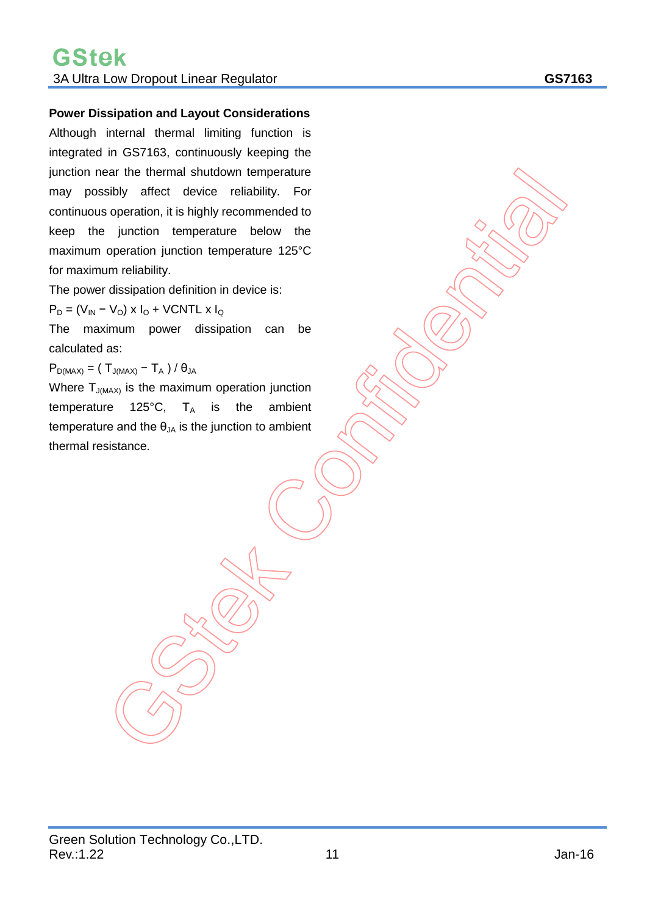**Power Dissipation and Layout Considerations**

Although internal thermal limiting function is integrated in GS7163, continuously keeping the junction near the thermal shutdown temperature may possibly affect device reliability. For continuous operation, it is highly recommended to keep the junction temperature below the maximum operation junction temperature 125°C for maximum reliability.

The power dissipation definition in device is:

$P_D = (V_{IN} - V_O) \times I_O + VCNTL \times I_Q$

The maximum power dissipation can be calculated as:

$P_{D(MAX)} = ( T_{J(MAX)} - T_A ) / \theta_{JA}$

Where $T_{J(MAX)}$ is the maximum operation junction temperature 125°C, $T_A$ is the ambient temperature and the $\theta_{JA}$ is the junction to ambient thermal resistance.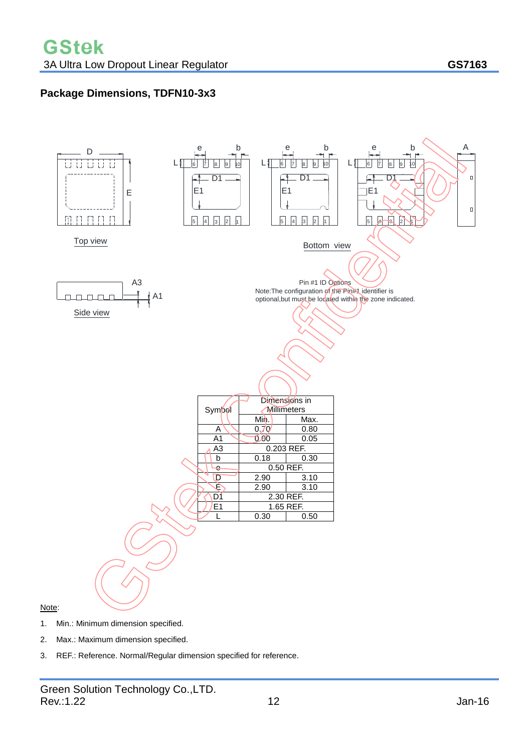## Package Dimensions, TDFN10-3x3

Top view

Bottom view

Side view

Pin #1 ID Options

Note:The configuration of the Pin#1 identifier is optional,but must be located within the zone indicated.

| Symbol | Dimensions in Millimeters | |
|---|---|---|
| | Min. | Max. |
| A | 0.70 | 0.80 |
| A1 | 0.00 | 0.05 |
| A3 | 0.203 REF. | |
| b | 0.18 | 0.30 |
| e | 0.50 REF. | |
| D | 2.90 | 3.10 |
| E | 2.90 | 3.10 |
| D1 | 2.30 REF. | |
| E1 | 1.65 REF. | |
| L | 0.30 | 0.50 |

Note:

1. Min.: Minimum dimension specified.
2. Max.: Maximum dimension specified.
3. REF.: Reference. Normal/Regular dimension specified for reference.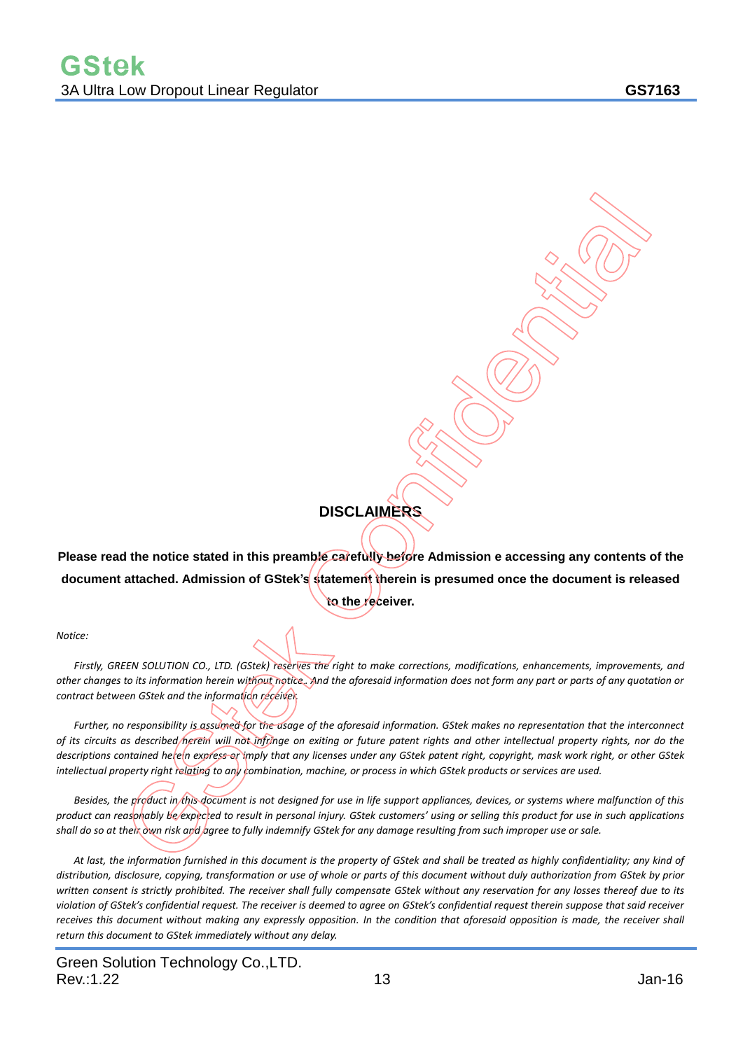## DISCLAIMERS

**Please read the notice stated in this preamble carefully before Admission e accessing any contents of the document attached. Admission of GStek's statement therein is presumed once the document is released to the receiver.**

*Notice:*

*Firstly, GREEN SOLUTION CO., LTD. (GStek) reserves the right to make corrections, modifications, enhancements, improvements, and other changes to its information herein without notice. And the aforesaid information does not form any part or parts of any quotation or contract between GStek and the information receiver.*

*Further, no responsibility is assumed for the usage of the aforesaid information. GStek makes no representation that the interconnect of its circuits as described herein will not infringe on exiting or future patent rights and other intellectual property rights, nor do the descriptions contained herein express or imply that any licenses under any GStek patent right, copyright, mask work right, or other GStek intellectual property right relating to any combination, machine, or process in which GStek products or services are used.*

*Besides, the product in this document is not designed for use in life support appliances, devices, or systems where malfunction of this product can reasonably be expected to result in personal injury. GStek customers' using or selling this product for use in such applications shall do so at their own risk and agree to fully indemnify GStek for any damage resulting from such improper use or sale.*

*At last, the information furnished in this document is the property of GStek and shall be treated as highly confidentiality; any kind of distribution, disclosure, copying, transformation or use of whole or parts of this document without duly authorization from GStek by prior written consent is strictly prohibited. The receiver shall fully compensate GStek without any reservation for any losses thereof due to its violation of GStek's confidential request. The receiver is deemed to agree on GStek's confidential request therein suppose that said receiver receives this document without making any expressly opposition. In the condition that aforesaid opposition is made, the receiver shall return this document to GStek immediately without any delay.*